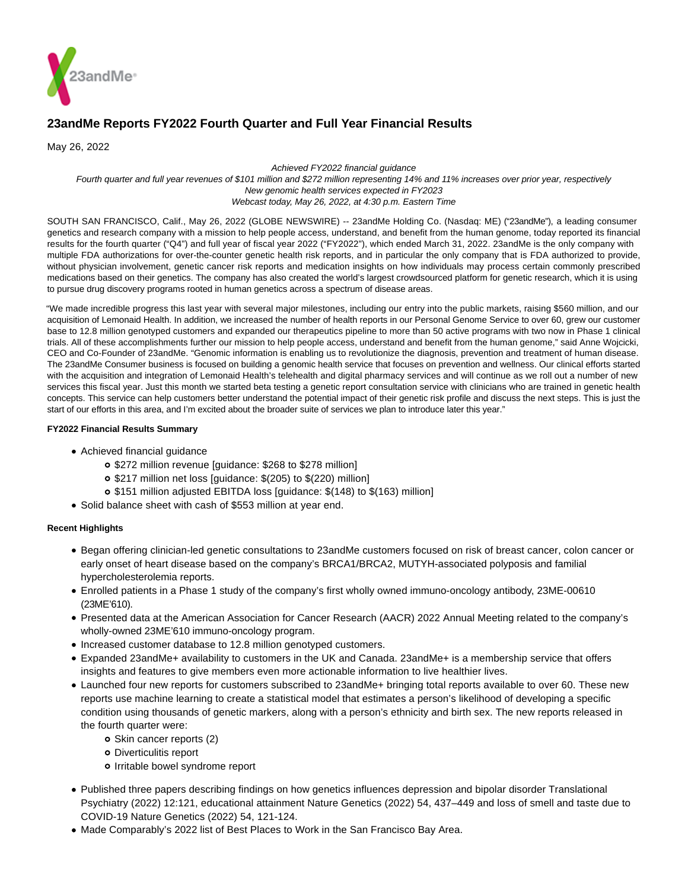# 23andMe Reports FY2022 Fourth Quarter and Full Year Financial Results

May 26, 2022

*Achieved FY2022 financial guidance*
*Fourth quarter and full year revenues of $101 million and $272 million representing 14% and 11% increases over prior year, respectively*
*New genomic health services expected in FY2023*
*Webcast today, May 26, 2022, at 4:30 p.m. Eastern Time*

SOUTH SAN FRANCISCO, Calif., May 26, 2022 (GLOBE NEWSWIRE) -- 23andMe Holding Co. (Nasdaq: ME) ("23andMe"), a leading consumer genetics and research company with a mission to help people access, understand, and benefit from the human genome, today reported its financial results for the fourth quarter ("Q4") and full year of fiscal year 2022 ("FY2022"), which ended March 31, 2022. 23andMe is the only company with multiple FDA authorizations for over-the-counter genetic health risk reports, and in particular the only company that is FDA authorized to provide, without physician involvement, genetic cancer risk reports and medication insights on how individuals may process certain commonly prescribed medications based on their genetics. The company has also created the world's largest crowdsourced platform for genetic research, which it is using to pursue drug discovery programs rooted in human genetics across a spectrum of disease areas.

"We made incredible progress this last year with several major milestones, including our entry into the public markets, raising $560 million, and our acquisition of Lemonaid Health. In addition, we increased the number of health reports in our Personal Genome Service to over 60, grew our customer base to 12.8 million genotyped customers and expanded our therapeutics pipeline to more than 50 active programs with two now in Phase 1 clinical trials. All of these accomplishments further our mission to help people access, understand and benefit from the human genome," said Anne Wojcicki, CEO and Co-Founder of 23andMe. "Genomic information is enabling us to revolutionize the diagnosis, prevention and treatment of human disease. The 23andMe Consumer business is focused on building a genomic health service that focuses on prevention and wellness. Our clinical efforts started with the acquisition and integration of Lemonaid Health's telehealth and digital pharmacy services and will continue as we roll out a number of new services this fiscal year. Just this month we started beta testing a genetic report consultation service with clinicians who are trained in genetic health concepts. This service can help customers better understand the potential impact of their genetic risk profile and discuss the next steps. This is just the start of our efforts in this area, and I'm excited about the broader suite of services we plan to introduce later this year."

**FY2022 Financial Results Summary**

- Achieved financial guidance
  - $272 million revenue [guidance: $268 to $278 million]
  - $217 million net loss [guidance: $(205) to $(220) million]
  - $151 million adjusted EBITDA loss [guidance: $(148) to $(163) million]
- Solid balance sheet with cash of $553 million at year end.

**Recent Highlights**

- Began offering clinician-led genetic consultations to 23andMe customers focused on risk of breast cancer, colon cancer or early onset of heart disease based on the company's BRCA1/BRCA2, MUTYH-associated polyposis and familial hypercholesterolemia reports.
- Enrolled patients in a Phase 1 study of the company's first wholly owned immuno-oncology antibody, 23ME-00610 (23ME'610).
- Presented data at the American Association for Cancer Research (AACR) 2022 Annual Meeting related to the company's wholly-owned 23ME'610 immuno-oncology program.
- Increased customer database to 12.8 million genotyped customers.
- Expanded 23andMe+ availability to customers in the UK and Canada. 23andMe+ is a membership service that offers insights and features to give members even more actionable information to live healthier lives.
- Launched four new reports for customers subscribed to 23andMe+ bringing total reports available to over 60. These new reports use machine learning to create a statistical model that estimates a person's likelihood of developing a specific condition using thousands of genetic markers, along with a person's ethnicity and birth sex. The new reports released in the fourth quarter were:
  - Skin cancer reports (2)
  - Diverticulitis report
  - Irritable bowel syndrome report
- Published three papers describing findings on how genetics influences depression and bipolar disorder Translational Psychiatry (2022) 12:121, educational attainment Nature Genetics (2022) 54, 437–449 and loss of smell and taste due to COVID-19 Nature Genetics (2022) 54, 121-124.
- Made Comparably's 2022 list of Best Places to Work in the San Francisco Bay Area.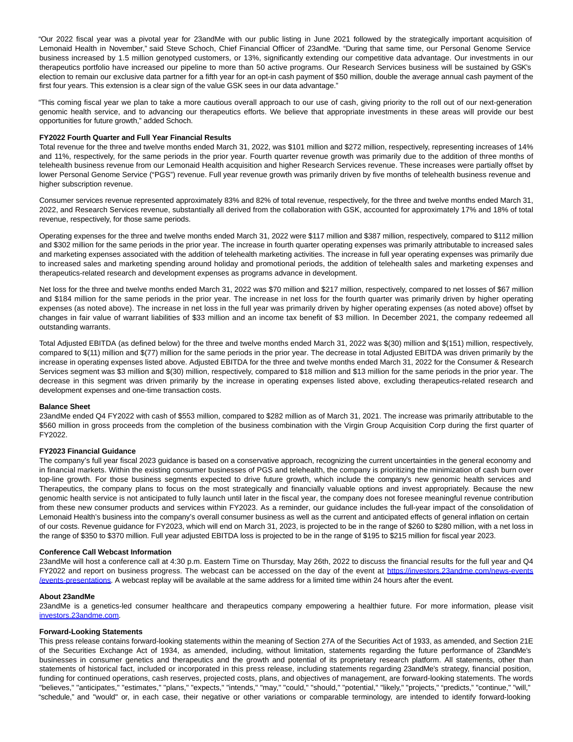"Our 2022 fiscal year was a pivotal year for 23andMe with our public listing in June 2021 followed by the strategically important acquisition of Lemonaid Health in November," said Steve Schoch, Chief Financial Officer of 23andMe. "During that same time, our Personal Genome Service business increased by 1.5 million genotyped customers, or 13%, significantly extending our competitive data advantage. Our investments in our therapeutics portfolio have increased our pipeline to more than 50 active programs. Our Research Services business will be sustained by GSK's election to remain our exclusive data partner for a fifth year for an opt-in cash payment of $50 million, double the average annual cash payment of the first four years. This extension is a clear sign of the value GSK sees in our data advantage."

"This coming fiscal year we plan to take a more cautious overall approach to our use of cash, giving priority to the roll out of our next-generation genomic health service, and to advancing our therapeutics efforts. We believe that appropriate investments in these areas will provide our best opportunities for future growth," added Schoch.

**FY2022 Fourth Quarter and Full Year Financial Results**

Total revenue for the three and twelve months ended March 31, 2022, was $101 million and $272 million, respectively, representing increases of 14% and 11%, respectively, for the same periods in the prior year. Fourth quarter revenue growth was primarily due to the addition of three months of telehealth business revenue from our Lemonaid Health acquisition and higher Research Services revenue. These increases were partially offset by lower Personal Genome Service ("PGS") revenue. Full year revenue growth was primarily driven by five months of telehealth business revenue and higher subscription revenue.

Consumer services revenue represented approximately 83% and 82% of total revenue, respectively, for the three and twelve months ended March 31, 2022, and Research Services revenue, substantially all derived from the collaboration with GSK, accounted for approximately 17% and 18% of total revenue, respectively, for those same periods.

Operating expenses for the three and twelve months ended March 31, 2022 were $117 million and $387 million, respectively, compared to $112 million and $302 million for the same periods in the prior year. The increase in fourth quarter operating expenses was primarily attributable to increased sales and marketing expenses associated with the addition of telehealth marketing activities. The increase in full year operating expenses was primarily due to increased sales and marketing spending around holiday and promotional periods, the addition of telehealth sales and marketing expenses and therapeutics-related research and development expenses as programs advance in development.

Net loss for the three and twelve months ended March 31, 2022 was $70 million and $217 million, respectively, compared to net losses of $67 million and $184 million for the same periods in the prior year. The increase in net loss for the fourth quarter was primarily driven by higher operating expenses (as noted above). The increase in net loss in the full year was primarily driven by higher operating expenses (as noted above) offset by changes in fair value of warrant liabilities of $33 million and an income tax benefit of $3 million. In December 2021, the company redeemed all outstanding warrants.

Total Adjusted EBITDA (as defined below) for the three and twelve months ended March 31, 2022 was $(30) million and $(151) million, respectively, compared to $(11) million and $(77) million for the same periods in the prior year. The decrease in total Adjusted EBITDA was driven primarily by the increase in operating expenses listed above. Adjusted EBITDA for the three and twelve months ended March 31, 2022 for the Consumer & Research Services segment was $3 million and $(30) million, respectively, compared to $18 million and $13 million for the same periods in the prior year. The decrease in this segment was driven primarily by the increase in operating expenses listed above, excluding therapeutics-related research and development expenses and one-time transaction costs.

**Balance Sheet**

23andMe ended Q4 FY2022 with cash of $553 million, compared to $282 million as of March 31, 2021. The increase was primarily attributable to the $560 million in gross proceeds from the completion of the business combination with the Virgin Group Acquisition Corp during the first quarter of FY2022.

**FY2023 Financial Guidance**

The company's full year fiscal 2023 guidance is based on a conservative approach, recognizing the current uncertainties in the general economy and in financial markets. Within the existing consumer businesses of PGS and telehealth, the company is prioritizing the minimization of cash burn over top-line growth. For those business segments expected to drive future growth, which include the company's new genomic health services and Therapeutics, the company plans to focus on the most strategically and financially valuable options and invest appropriately. Because the new genomic health service is not anticipated to fully launch until later in the fiscal year, the company does not foresee meaningful revenue contribution from these new consumer products and services within FY2023. As a reminder, our guidance includes the full-year impact of the consolidation of Lemonaid Health's business into the company's overall consumer business as well as the current and anticipated effects of general inflation on certain of our costs. Revenue guidance for FY2023, which will end on March 31, 2023, is projected to be in the range of $260 to $280 million, with a net loss in the range of $350 to $370 million. Full year adjusted EBITDA loss is projected to be in the range of $195 to $215 million for fiscal year 2023.

**Conference Call Webcast Information**

23andMe will host a conference call at 4:30 p.m. Eastern Time on Thursday, May 26th, 2022 to discuss the financial results for the full year and Q4 FY2022 and report on business progress. The webcast can be accessed on the day of the event at [https://investors.23andme.com/news-events/events-presentations](https://investors.23andme.com/news-events/events-presentations). A webcast replay will be available at the same address for a limited time within 24 hours after the event.

**About 23andMe**

23andMe is a genetics-led consumer healthcare and therapeutics company empowering a healthier future. For more information, please visit [investors.23andme.com](investors.23andme.com).

**Forward-Looking Statements**

This press release contains forward-looking statements within the meaning of Section 27A of the Securities Act of 1933, as amended, and Section 21E of the Securities Exchange Act of 1934, as amended, including, without limitation, statements regarding the future performance of 23andMe's businesses in consumer genetics and therapeutics and the growth and potential of its proprietary research platform. All statements, other than statements of historical fact, included or incorporated in this press release, including statements regarding 23andMe's strategy, financial position, funding for continued operations, cash reserves, projected costs, plans, and objectives of management, are forward-looking statements. The words "believes," "anticipates," "estimates," "plans," "expects," "intends," "may," "could," "should," "potential," "likely," "projects," "predicts," "continue," "will," "schedule," and "would" or, in each case, their negative or other variations or comparable terminology, are intended to identify forward-looking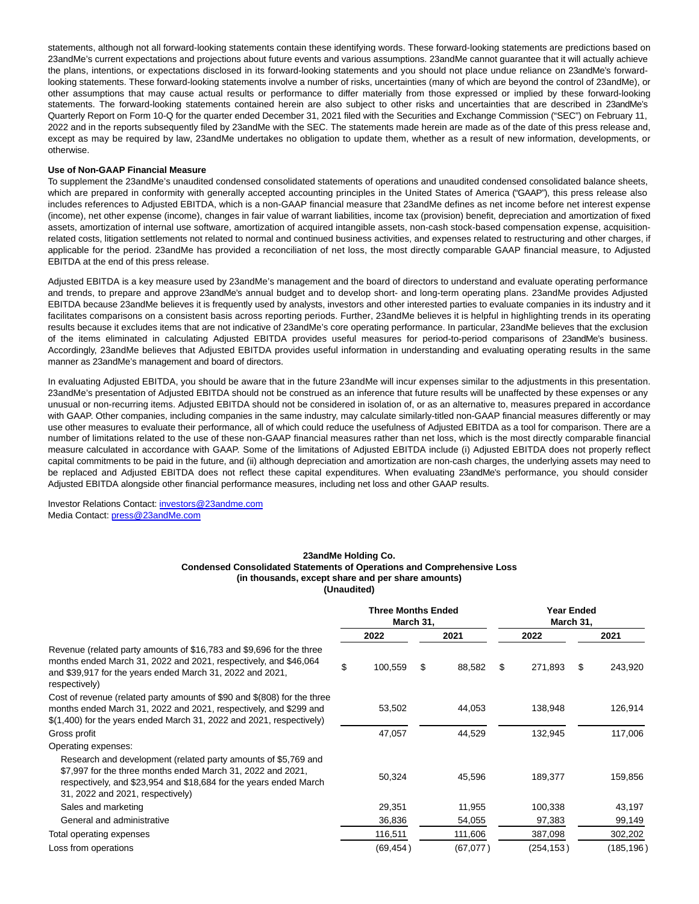statements, although not all forward-looking statements contain these identifying words. These forward-looking statements are predictions based on 23andMe's current expectations and projections about future events and various assumptions. 23andMe cannot guarantee that it will actually achieve the plans, intentions, or expectations disclosed in its forward-looking statements and you should not place undue reliance on 23andMe's forward-looking statements. These forward-looking statements involve a number of risks, uncertainties (many of which are beyond the control of 23andMe), or other assumptions that may cause actual results or performance to differ materially from those expressed or implied by these forward-looking statements. The forward-looking statements contained herein are also subject to other risks and uncertainties that are described in 23andMe's Quarterly Report on Form 10-Q for the quarter ended December 31, 2021 filed with the Securities and Exchange Commission ("SEC") on February 11, 2022 and in the reports subsequently filed by 23andMe with the SEC. The statements made herein are made as of the date of this press release and, except as may be required by law, 23andMe undertakes no obligation to update them, whether as a result of new information, developments, or otherwise.

**Use of Non-GAAP Financial Measure**

To supplement the 23andMe's unaudited condensed consolidated statements of operations and unaudited condensed consolidated balance sheets, which are prepared in conformity with generally accepted accounting principles in the United States of America ("GAAP"), this press release also includes references to Adjusted EBITDA, which is a non-GAAP financial measure that 23andMe defines as net income before net interest expense (income), net other expense (income), changes in fair value of warrant liabilities, income tax (provision) benefit, depreciation and amortization of fixed assets, amortization of internal use software, amortization of acquired intangible assets, non-cash stock-based compensation expense, acquisition-related costs, litigation settlements not related to normal and continued business activities, and expenses related to restructuring and other charges, if applicable for the period. 23andMe has provided a reconciliation of net loss, the most directly comparable GAAP financial measure, to Adjusted EBITDA at the end of this press release.

Adjusted EBITDA is a key measure used by 23andMe's management and the board of directors to understand and evaluate operating performance and trends, to prepare and approve 23andMe's annual budget and to develop short- and long-term operating plans. 23andMe provides Adjusted EBITDA because 23andMe believes it is frequently used by analysts, investors and other interested parties to evaluate companies in its industry and it facilitates comparisons on a consistent basis across reporting periods. Further, 23andMe believes it is helpful in highlighting trends in its operating results because it excludes items that are not indicative of 23andMe's core operating performance. In particular, 23andMe believes that the exclusion of the items eliminated in calculating Adjusted EBITDA provides useful measures for period-to-period comparisons of 23andMe's business. Accordingly, 23andMe believes that Adjusted EBITDA provides useful information in understanding and evaluating operating results in the same manner as 23andMe's management and board of directors.

In evaluating Adjusted EBITDA, you should be aware that in the future 23andMe will incur expenses similar to the adjustments in this presentation. 23andMe's presentation of Adjusted EBITDA should not be construed as an inference that future results will be unaffected by these expenses or any unusual or non-recurring items. Adjusted EBITDA should not be considered in isolation of, or as an alternative to, measures prepared in accordance with GAAP. Other companies, including companies in the same industry, may calculate similarly-titled non-GAAP financial measures differently or may use other measures to evaluate their performance, all of which could reduce the usefulness of Adjusted EBITDA as a tool for comparison. There are a number of limitations related to the use of these non-GAAP financial measures rather than net loss, which is the most directly comparable financial measure calculated in accordance with GAAP. Some of the limitations of Adjusted EBITDA include (i) Adjusted EBITDA does not properly reflect capital commitments to be paid in the future, and (ii) although depreciation and amortization are non-cash charges, the underlying assets may need to be replaced and Adjusted EBITDA does not reflect these capital expenditures. When evaluating 23andMe's performance, you should consider Adjusted EBITDA alongside other financial performance measures, including net loss and other GAAP results.

Investor Relations Contact: investors@23andme.com
Media Contact: press@23andMe.com

**23andMe Holding Co.**
**Condensed Consolidated Statements of Operations and Comprehensive Loss**
**(in thousands, except share and per share amounts)**
**(Unaudited)**

| | Three Months Ended March 31, | | Year Ended March 31, | |
|---|---|---|---|---|
| | 2022 | 2021 | 2022 | 2021 |
| Revenue (related party amounts of $16,783 and $9,696 for the three months ended March 31, 2022 and 2021, respectively, and $46,064 and $39,917 for the years ended March 31, 2022 and 2021, respectively) | $ 100,559 | $ 88,582 | $ 271,893 | $ 243,920 |
| Cost of revenue (related party amounts of $90 and $(808) for the three months ended March 31, 2022 and 2021, respectively, and $299 and $(1,400) for the years ended March 31, 2022 and 2021, respectively) | 53,502 | 44,053 | 138,948 | 126,914 |
| Gross profit | 47,057 | 44,529 | 132,945 | 117,006 |
| Operating expenses: | | | | |
| Research and development (related party amounts of $5,769 and $7,997 for the three months ended March 31, 2022 and 2021, respectively, and $23,954 and $18,684 for the years ended March 31, 2022 and 2021, respectively) | 50,324 | 45,596 | 189,377 | 159,856 |
| Sales and marketing | 29,351 | 11,955 | 100,338 | 43,197 |
| General and administrative | 36,836 | 54,055 | 97,383 | 99,149 |
| Total operating expenses | 116,511 | 111,606 | 387,098 | 302,202 |
| Loss from operations | (69,454) | (67,077) | (254,153) | (185,196) |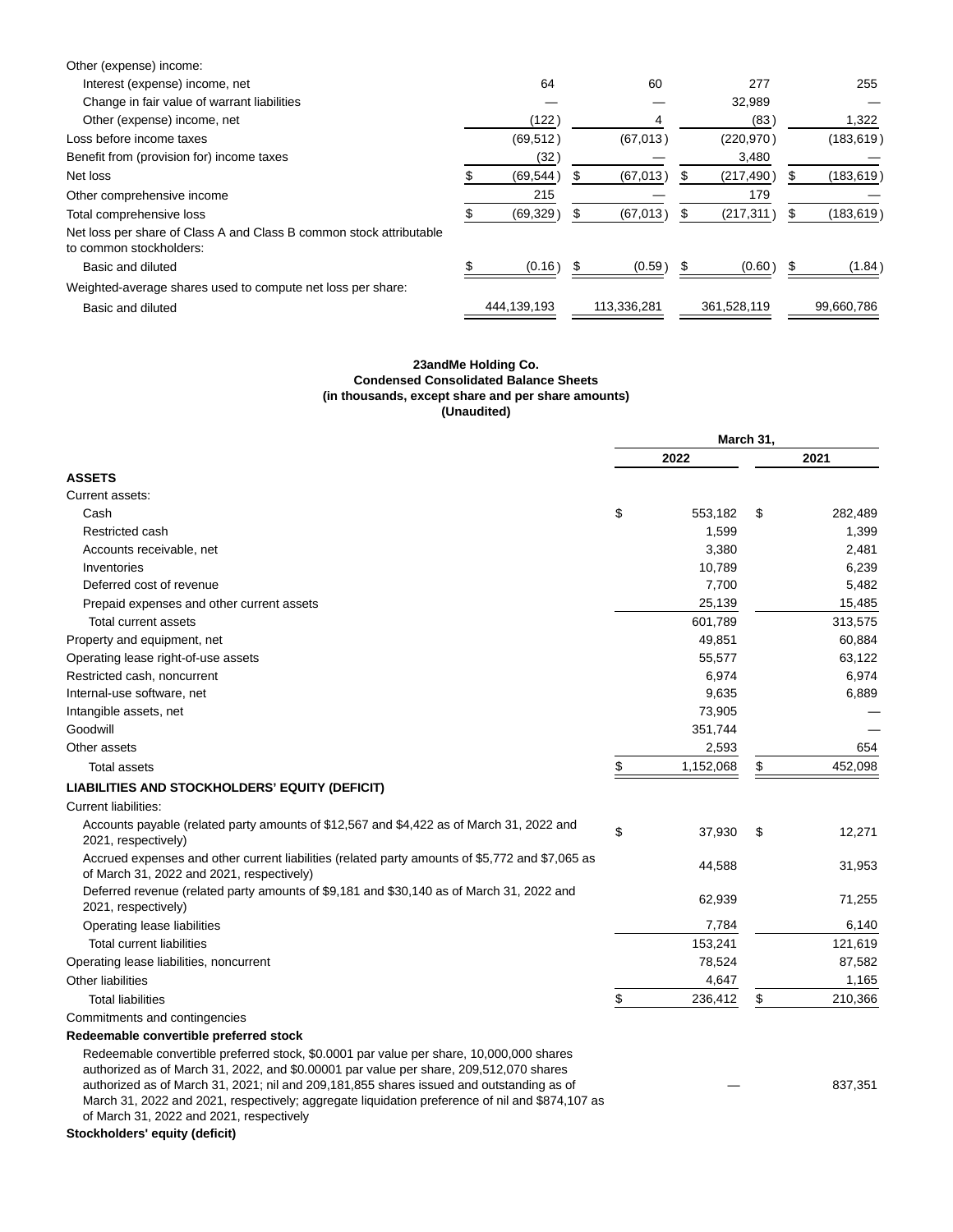| | | | | |
|---|---|---|---|---|
| Other (expense) income: | | | | |
| Interest (expense) income, net | 64 | 60 | 277 | 255 |
| Change in fair value of warrant liabilities | — | — | 32,989 | — |
| Other (expense) income, net | (122) | 4 | (83) | 1,322 |
| Loss before income taxes | (69,512) | (67,013) | (220,970) | (183,619) |
| Benefit from (provision for) income taxes | (32) | — | 3,480 | — |
| Net loss | $ (69,544) | $ (67,013) | $ (217,490) | $ (183,619) |
| Other comprehensive income | 215 | — | 179 | — |
| Total comprehensive loss | $ (69,329) | $ (67,013) | $ (217,311) | $ (183,619) |
| Net loss per share of Class A and Class B common stock attributable to common stockholders: | | | | |
| Basic and diluted | $ (0.16) | $ (0.59) | $ (0.60) | $ (1.84) |
| Weighted-average shares used to compute net loss per share: | | | | |
| Basic and diluted | 444,139,193 | 113,336,281 | 361,528,119 | 99,660,786 |

**23andMe Holding Co.**
**Condensed Consolidated Balance Sheets**
**(in thousands, except share and per share amounts)**
**(Unaudited)**

| | March 31, | |
|---|---|---|
| | 2022 | 2021 |
| **ASSETS** | | |
| Current assets: | | |
| Cash | $ 553,182 | $ 282,489 |
| Restricted cash | 1,599 | 1,399 |
| Accounts receivable, net | 3,380 | 2,481 |
| Inventories | 10,789 | 6,239 |
| Deferred cost of revenue | 7,700 | 5,482 |
| Prepaid expenses and other current assets | 25,139 | 15,485 |
| Total current assets | 601,789 | 313,575 |
| Property and equipment, net | 49,851 | 60,884 |
| Operating lease right-of-use assets | 55,577 | 63,122 |
| Restricted cash, noncurrent | 6,974 | 6,974 |
| Internal-use software, net | 9,635 | 6,889 |
| Intangible assets, net | 73,905 | — |
| Goodwill | 351,744 | — |
| Other assets | 2,593 | 654 |
| Total assets | $ 1,152,068 | $ 452,098 |
| **LIABILITIES AND STOCKHOLDERS' EQUITY (DEFICIT)** | | |
| Current liabilities: | | |
| Accounts payable (related party amounts of $12,567 and $4,422 as of March 31, 2022 and 2021, respectively) | $ 37,930 | $ 12,271 |
| Accrued expenses and other current liabilities (related party amounts of $5,772 and $7,065 as of March 31, 2022 and 2021, respectively) | 44,588 | 31,953 |
| Deferred revenue (related party amounts of $9,181 and $30,140 as of March 31, 2022 and 2021, respectively) | 62,939 | 71,255 |
| Operating lease liabilities | 7,784 | 6,140 |
| Total current liabilities | 153,241 | 121,619 |
| Operating lease liabilities, noncurrent | 78,524 | 87,582 |
| Other liabilities | 4,647 | 1,165 |
| Total liabilities | $ 236,412 | $ 210,366 |
| Commitments and contingencies | | |
| **Redeemable convertible preferred stock** | | |
| Redeemable convertible preferred stock, $0.0001 par value per share, 10,000,000 shares authorized as of March 31, 2022, and $0.00001 par value per share, 209,512,070 shares authorized as of March 31, 2021; nil and 209,181,855 shares issued and outstanding as of March 31, 2022 and 2021, respectively; aggregate liquidation preference of nil and $874,107 as of March 31, 2022 and 2021, respectively | — | 837,351 |
| **Stockholders' equity (deficit)** | | |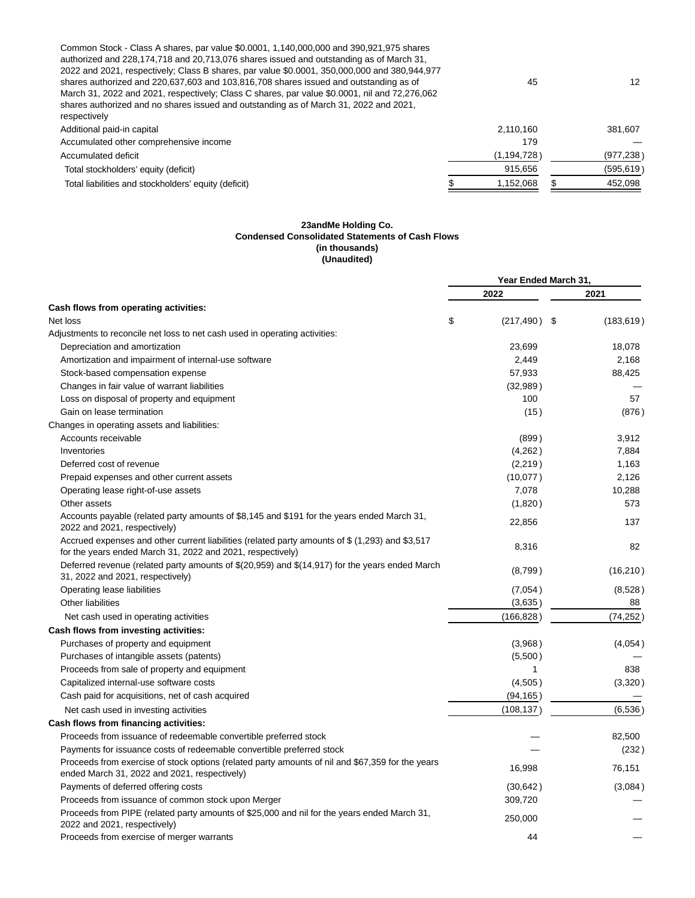| | | |
|---|---|---|
| Common Stock - Class A shares, par value $0.0001, 1,140,000,000 and 390,921,975 shares authorized and 228,174,718 and 20,713,076 shares issued and outstanding as of March 31, 2022 and 2021, respectively; Class B shares, par value $0.0001, 350,000,000 and 380,944,977 shares authorized and 220,637,603 and 103,816,708 shares issued and outstanding as of March 31, 2022 and 2021, respectively; Class C shares, par value $0.0001, nil and 72,276,062 shares authorized and no shares issued and outstanding as of March 31, 2022 and 2021, respectively | 45 | 12 |
| Additional paid-in capital | 2,110,160 | 381,607 |
| Accumulated other comprehensive income | 179 | — |
| Accumulated deficit | (1,194,728) | (977,238) |
| Total stockholders' equity (deficit) | 915,656 | (595,619) |
| Total liabilities and stockholders' equity (deficit) | $ 1,152,068 | $ 452,098 |

**23andMe Holding Co.**
**Condensed Consolidated Statements of Cash Flows**
**(in thousands)**
**(Unaudited)**

| | Year Ended March 31, | |
|---|---|---|
| | 2022 | 2021 |
| **Cash flows from operating activities:** | | |
| Net loss | $ (217,490) | $ (183,619) |
| Adjustments to reconcile net loss to net cash used in operating activities: | | |
| Depreciation and amortization | 23,699 | 18,078 |
| Amortization and impairment of internal-use software | 2,449 | 2,168 |
| Stock-based compensation expense | 57,933 | 88,425 |
| Changes in fair value of warrant liabilities | (32,989) | — |
| Loss on disposal of property and equipment | 100 | 57 |
| Gain on lease termination | (15) | (876) |
| Changes in operating assets and liabilities: | | |
| Accounts receivable | (899) | 3,912 |
| Inventories | (4,262) | 7,884 |
| Deferred cost of revenue | (2,219) | 1,163 |
| Prepaid expenses and other current assets | (10,077) | 2,126 |
| Operating lease right-of-use assets | 7,078 | 10,288 |
| Other assets | (1,820) | 573 |
| Accounts payable (related party amounts of $8,145 and $191 for the years ended March 31, 2022 and 2021, respectively) | 22,856 | 137 |
| Accrued expenses and other current liabilities (related party amounts of $ (1,293) and $3,517 for the years ended March 31, 2022 and 2021, respectively) | 8,316 | 82 |
| Deferred revenue (related party amounts of $(20,959) and $(14,917) for the years ended March 31, 2022 and 2021, respectively) | (8,799) | (16,210) |
| Operating lease liabilities | (7,054) | (8,528) |
| Other liabilities | (3,635) | 88 |
| Net cash used in operating activities | (166,828) | (74,252) |
| **Cash flows from investing activities:** | | |
| Purchases of property and equipment | (3,968) | (4,054) |
| Purchases of intangible assets (patents) | (5,500) | — |
| Proceeds from sale of property and equipment | 1 | 838 |
| Capitalized internal-use software costs | (4,505) | (3,320) |
| Cash paid for acquisitions, net of cash acquired | (94,165) | — |
| Net cash used in investing activities | (108,137) | (6,536) |
| **Cash flows from financing activities:** | | |
| Proceeds from issuance of redeemable convertible preferred stock | — | 82,500 |
| Payments for issuance costs of redeemable convertible preferred stock | — | (232) |
| Proceeds from exercise of stock options (related party amounts of nil and $67,359 for the years ended March 31, 2022 and 2021, respectively) | 16,998 | 76,151 |
| Payments of deferred offering costs | (30,642) | (3,084) |
| Proceeds from issuance of common stock upon Merger | 309,720 | — |
| Proceeds from PIPE (related party amounts of $25,000 and nil for the years ended March 31, 2022 and 2021, respectively) | 250,000 | — |
| Proceeds from exercise of merger warrants | 44 | — |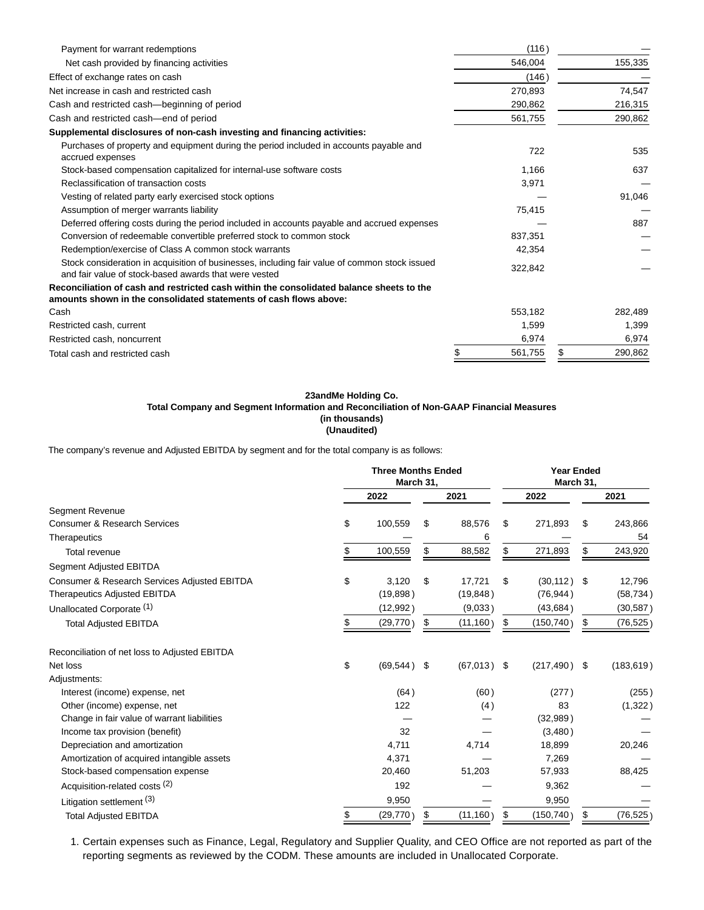| | | |
|---|---|---|
| Payment for warrant redemptions | (116) | — |
| Net cash provided by financing activities | 546,004 | 155,335 |
| Effect of exchange rates on cash | (146) | — |
| Net increase in cash and restricted cash | 270,893 | 74,547 |
| Cash and restricted cash—beginning of period | 290,862 | 216,315 |
| Cash and restricted cash—end of period | 561,755 | 290,862 |
| **Supplemental disclosures of non-cash investing and financing activities:** | | |
| Purchases of property and equipment during the period included in accounts payable and accrued expenses | 722 | 535 |
| Stock-based compensation capitalized for internal-use software costs | 1,166 | 637 |
| Reclassification of transaction costs | 3,971 | — |
| Vesting of related party early exercised stock options | — | 91,046 |
| Assumption of merger warrants liability | 75,415 | — |
| Deferred offering costs during the period included in accounts payable and accrued expenses | — | 887 |
| Conversion of redeemable convertible preferred stock to common stock | 837,351 | — |
| Redemption/exercise of Class A common stock warrants | 42,354 | — |
| Stock consideration in acquisition of businesses, including fair value of common stock issued and fair value of stock-based awards that were vested | 322,842 | — |
| **Reconciliation of cash and restricted cash within the consolidated balance sheets to the amounts shown in the consolidated statements of cash flows above:** | | |
| Cash | 553,182 | 282,489 |
| Restricted cash, current | 1,599 | 1,399 |
| Restricted cash, noncurrent | 6,974 | 6,974 |
| Total cash and restricted cash | $ 561,755 | $ 290,862 |

**23andMe Holding Co.**
**Total Company and Segment Information and Reconciliation of Non-GAAP Financial Measures**
**(in thousands)**
**(Unaudited)**

The company's revenue and Adjusted EBITDA by segment and for the total company is as follows:

| | Three Months Ended March 31, | | Year Ended March 31, | |
|---|---|---|---|---|
| | 2022 | 2021 | 2022 | 2021 |
| Segment Revenue | | | | |
| Consumer & Research Services | $ 100,559 | $ 88,576 | $ 271,893 | $ 243,866 |
| Therapeutics | — | 6 | — | 54 |
| Total revenue | $ 100,559 | $ 88,582 | $ 271,893 | $ 243,920 |
| Segment Adjusted EBITDA | | | | |
| Consumer & Research Services Adjusted EBITDA | $ 3,120 | $ 17,721 | $ (30,112) | $ 12,796 |
| Therapeutics Adjusted EBITDA | (19,898) | (19,848) | (76,944) | (58,734) |
| Unallocated Corporate (1) | (12,992) | (9,033) | (43,684) | (30,587) |
| Total Adjusted EBITDA | $ (29,770) | $ (11,160) | $ (150,740) | $ (76,525) |
| | | | | |
| Reconciliation of net loss to Adjusted EBITDA | | | | |
| Net loss | $ (69,544) | $ (67,013) | $ (217,490) | $ (183,619) |
| Adjustments: | | | | |
| Interest (income) expense, net | (64) | (60) | (277) | (255) |
| Other (income) expense, net | 122 | (4) | 83 | (1,322) |
| Change in fair value of warrant liabilities | — | — | (32,989) | — |
| Income tax provision (benefit) | 32 | — | (3,480) | — |
| Depreciation and amortization | 4,711 | 4,714 | 18,899 | 20,246 |
| Amortization of acquired intangible assets | 4,371 | — | 7,269 | — |
| Stock-based compensation expense | 20,460 | 51,203 | 57,933 | 88,425 |
| Acquisition-related costs (2) | 192 | — | 9,362 | — |
| Litigation settlement (3) | 9,950 | — | 9,950 | — |
| Total Adjusted EBITDA | $ (29,770) | $ (11,160) | $ (150,740) | $ (76,525) |

1. Certain expenses such as Finance, Legal, Regulatory and Supplier Quality, and CEO Office are not reported as part of the reporting segments as reviewed by the CODM. These amounts are included in Unallocated Corporate.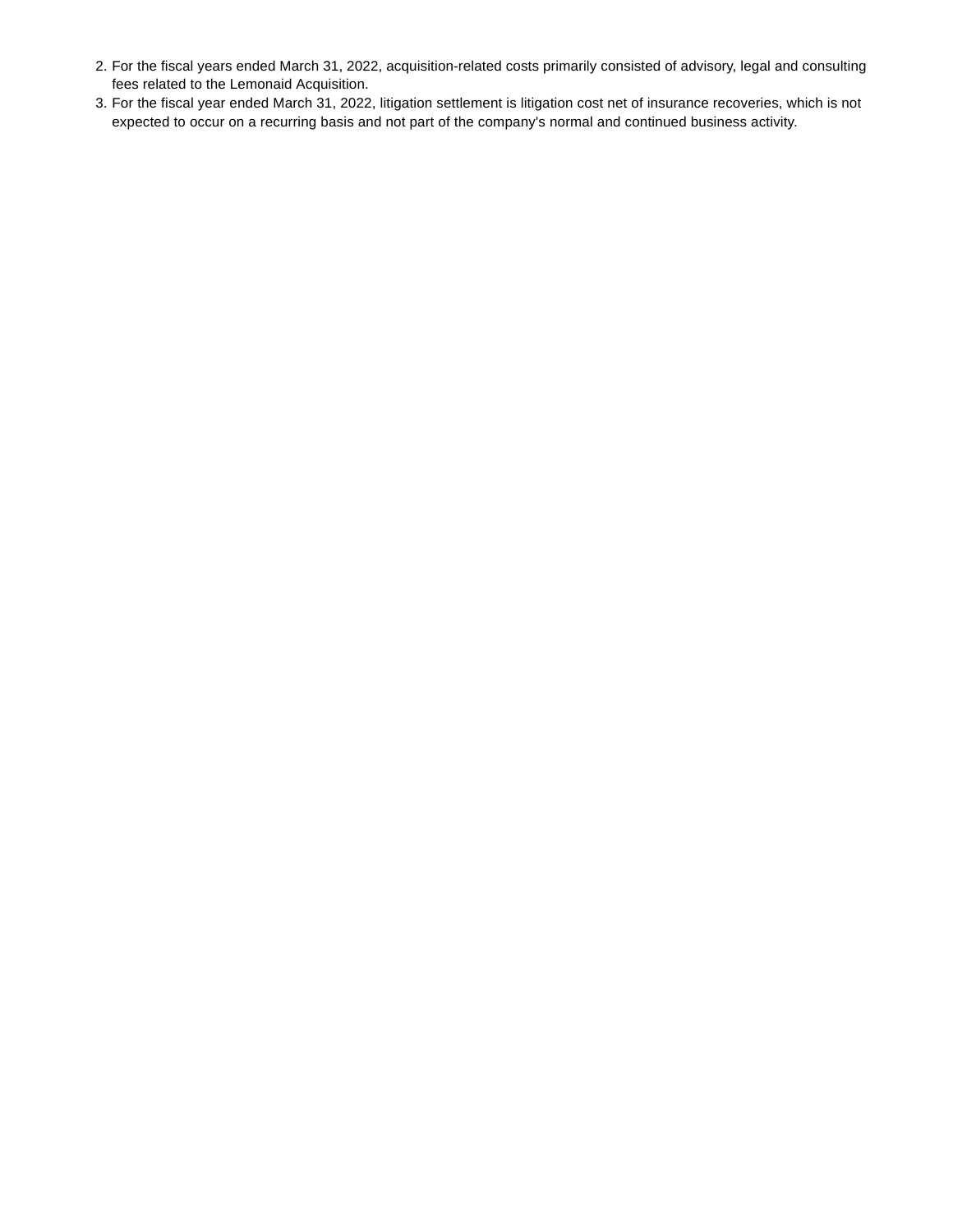2. For the fiscal years ended March 31, 2022, acquisition-related costs primarily consisted of advisory, legal and consulting fees related to the Lemonaid Acquisition.
3. For the fiscal year ended March 31, 2022, litigation settlement is litigation cost net of insurance recoveries, which is not expected to occur on a recurring basis and not part of the company's normal and continued business activity.